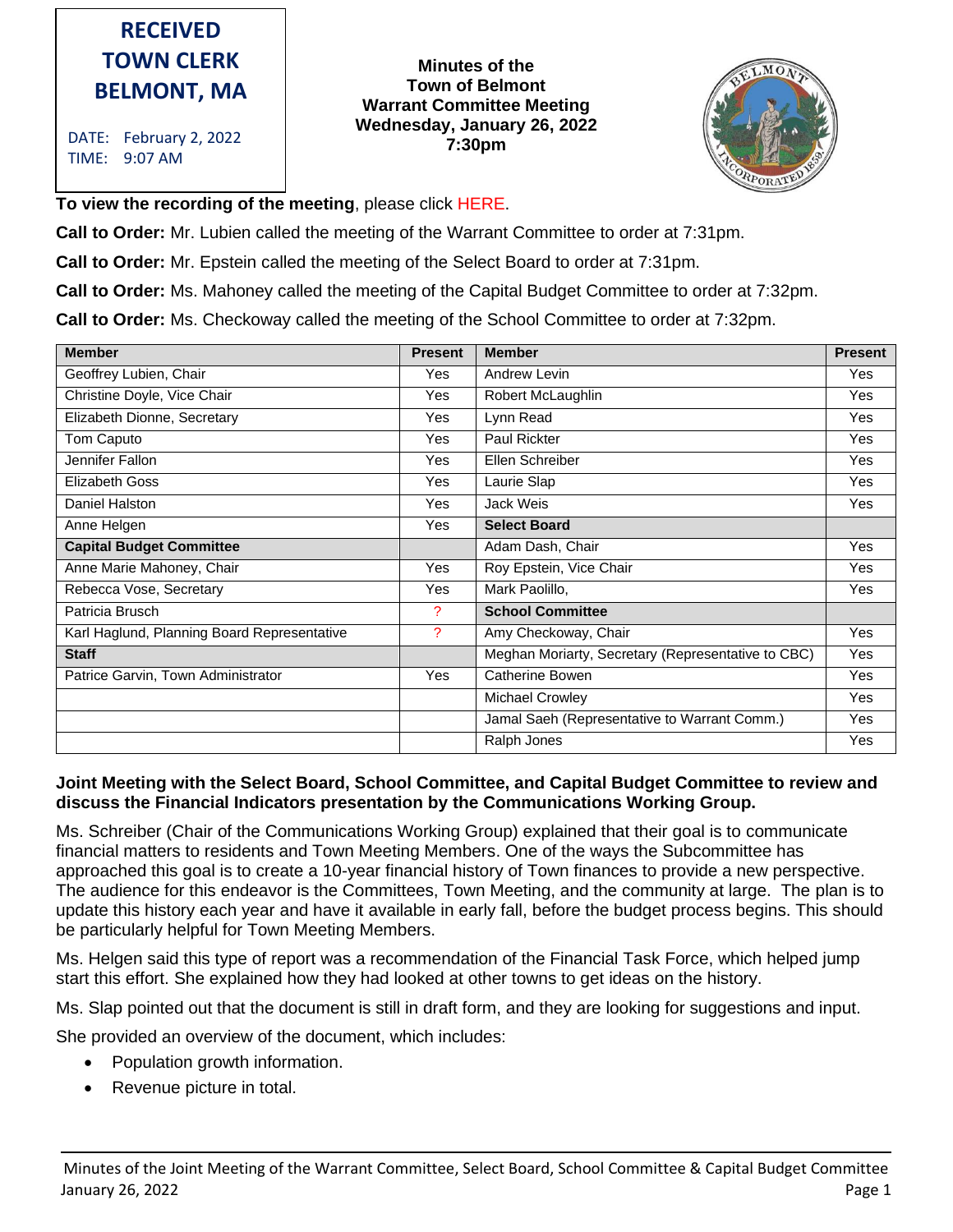**RECEIVED TOWN CLERK BELMONT, MA**

DATE: February 2, 2022
TIME: 9:07 AM

**Minutes of the Town of Belmont Warrant Committee Meeting Wednesday, January 26, 2022 7:30pm**

**To view the recording of the meeting**, please click HERE.

**Call to Order:** Mr. Lubien called the meeting of the Warrant Committee to order at 7:31pm.

**Call to Order:** Mr. Epstein called the meeting of the Select Board to order at 7:31pm.

**Call to Order:** Ms. Mahoney called the meeting of the Capital Budget Committee to order at 7:32pm.

**Call to Order:** Ms. Checkoway called the meeting of the School Committee to order at 7:32pm.

| Member | Present | Member | Present |
|---|---|---|---|
| Geoffrey Lubien, Chair | Yes | Andrew Levin | Yes |
| Christine Doyle, Vice Chair | Yes | Robert McLaughlin | Yes |
| Elizabeth Dionne, Secretary | Yes | Lynn Read | Yes |
| Tom Caputo | Yes | Paul Rickter | Yes |
| Jennifer Fallon | Yes | Ellen Schreiber | Yes |
| Elizabeth Goss | Yes | Laurie Slap | Yes |
| Daniel Halston | Yes | Jack Weis | Yes |
| Anne Helgen | Yes | **Select Board** | |
| **Capital Budget Committee** | | Adam Dash, Chair | Yes |
| Anne Marie Mahoney, Chair | Yes | Roy Epstein, Vice Chair | Yes |
| Rebecca Vose, Secretary | Yes | Mark Paolillo, | Yes |
| Patricia Brusch | ? | **School Committee** | |
| Karl Haglund, Planning Board Representative | ? | Amy Checkoway, Chair | Yes |
| **Staff** | | Meghan Moriarty, Secretary (Representative to CBC) | Yes |
| Patrice Garvin, Town Administrator | Yes | Catherine Bowen | Yes |
| | | Michael Crowley | Yes |
| | | Jamal Saeh (Representative to Warrant Comm.) | Yes |
| | | Ralph Jones | Yes |

**Joint Meeting with the Select Board, School Committee, and Capital Budget Committee to review and discuss the Financial Indicators presentation by the Communications Working Group.**

Ms. Schreiber (Chair of the Communications Working Group) explained that their goal is to communicate financial matters to residents and Town Meeting Members. One of the ways the Subcommittee has approached this goal is to create a 10-year financial history of Town finances to provide a new perspective. The audience for this endeavor is the Committees, Town Meeting, and the community at large. The plan is to update this history each year and have it available in early fall, before the budget process begins. This should be particularly helpful for Town Meeting Members.

Ms. Helgen said this type of report was a recommendation of the Financial Task Force, which helped jump start this effort. She explained how they had looked at other towns to get ideas on the history.

Ms. Slap pointed out that the document is still in draft form, and they are looking for suggestions and input.

She provided an overview of the document, which includes:

- Population growth information.
- Revenue picture in total.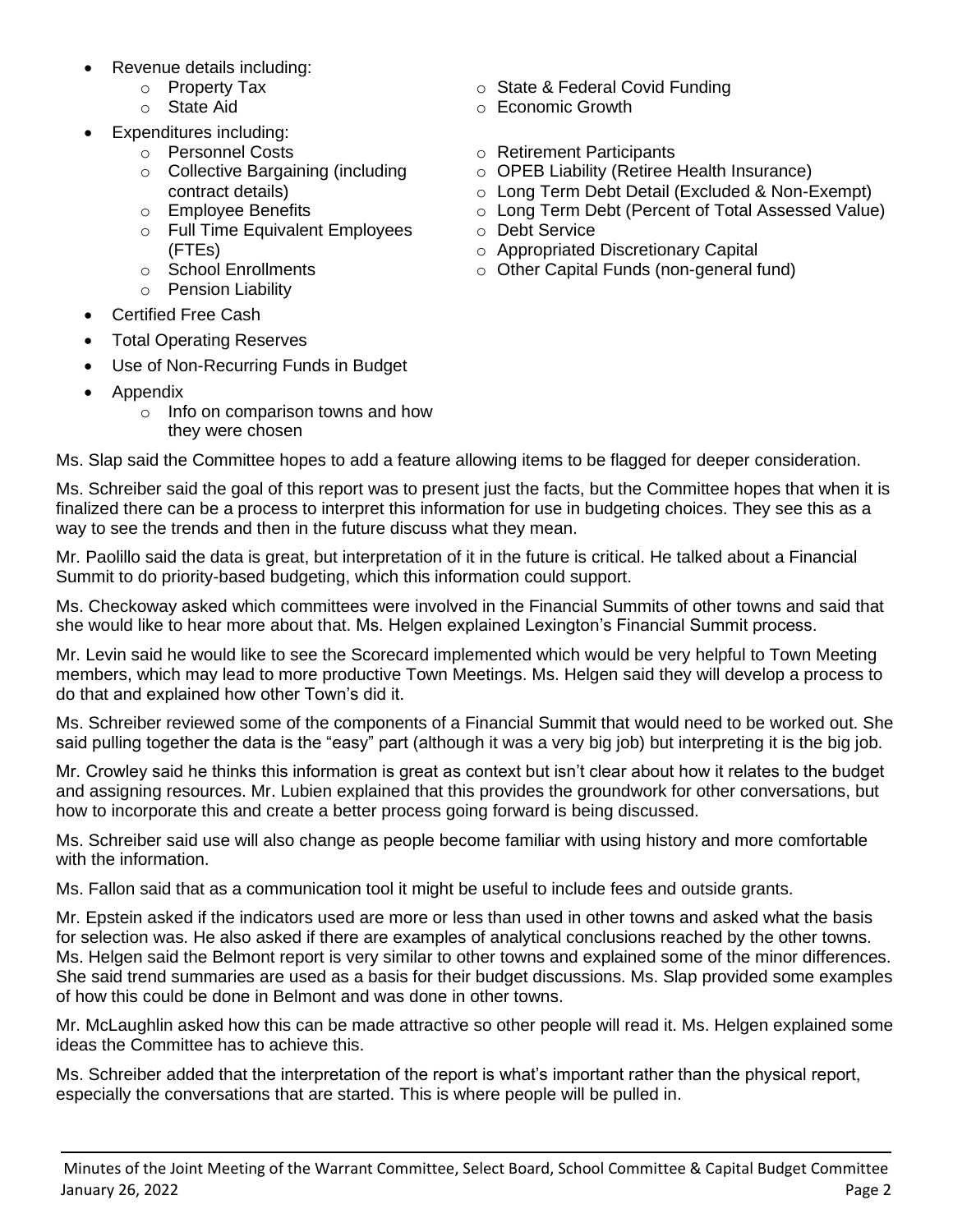- Revenue details including:
  - Property Tax
  - State Aid
  - State & Federal Covid Funding
  - Economic Growth
- Expenditures including:
  - Personnel Costs
  - Collective Bargaining (including contract details)
  - Employee Benefits
  - Full Time Equivalent Employees (FTEs)
  - School Enrollments
  - Pension Liability
  - Retirement Participants
  - OPEB Liability (Retiree Health Insurance)
  - Long Term Debt Detail (Excluded & Non-Exempt)
  - Long Term Debt (Percent of Total Assessed Value)
  - Debt Service
  - Appropriated Discretionary Capital
  - Other Capital Funds (non-general fund)
- Certified Free Cash
- Total Operating Reserves
- Use of Non-Recurring Funds in Budget
- Appendix
  - Info on comparison towns and how they were chosen

Ms. Slap said the Committee hopes to add a feature allowing items to be flagged for deeper consideration.

Ms. Schreiber said the goal of this report was to present just the facts, but the Committee hopes that when it is finalized there can be a process to interpret this information for use in budgeting choices. They see this as a way to see the trends and then in the future discuss what they mean.

Mr. Paolillo said the data is great, but interpretation of it in the future is critical. He talked about a Financial Summit to do priority-based budgeting, which this information could support.

Ms. Checkoway asked which committees were involved in the Financial Summits of other towns and said that she would like to hear more about that. Ms. Helgen explained Lexington's Financial Summit process.

Mr. Levin said he would like to see the Scorecard implemented which would be very helpful to Town Meeting members, which may lead to more productive Town Meetings. Ms. Helgen said they will develop a process to do that and explained how other Town's did it.

Ms. Schreiber reviewed some of the components of a Financial Summit that would need to be worked out. She said pulling together the data is the "easy" part (although it was a very big job) but interpreting it is the big job.

Mr. Crowley said he thinks this information is great as context but isn't clear about how it relates to the budget and assigning resources. Mr. Lubien explained that this provides the groundwork for other conversations, but how to incorporate this and create a better process going forward is being discussed.

Ms. Schreiber said use will also change as people become familiar with using history and more comfortable with the information.

Ms. Fallon said that as a communication tool it might be useful to include fees and outside grants.

Mr. Epstein asked if the indicators used are more or less than used in other towns and asked what the basis for selection was. He also asked if there are examples of analytical conclusions reached by the other towns. Ms. Helgen said the Belmont report is very similar to other towns and explained some of the minor differences. She said trend summaries are used as a basis for their budget discussions. Ms. Slap provided some examples of how this could be done in Belmont and was done in other towns.

Mr. McLaughlin asked how this can be made attractive so other people will read it. Ms. Helgen explained some ideas the Committee has to achieve this.

Ms. Schreiber added that the interpretation of the report is what's important rather than the physical report, especially the conversations that are started. This is where people will be pulled in.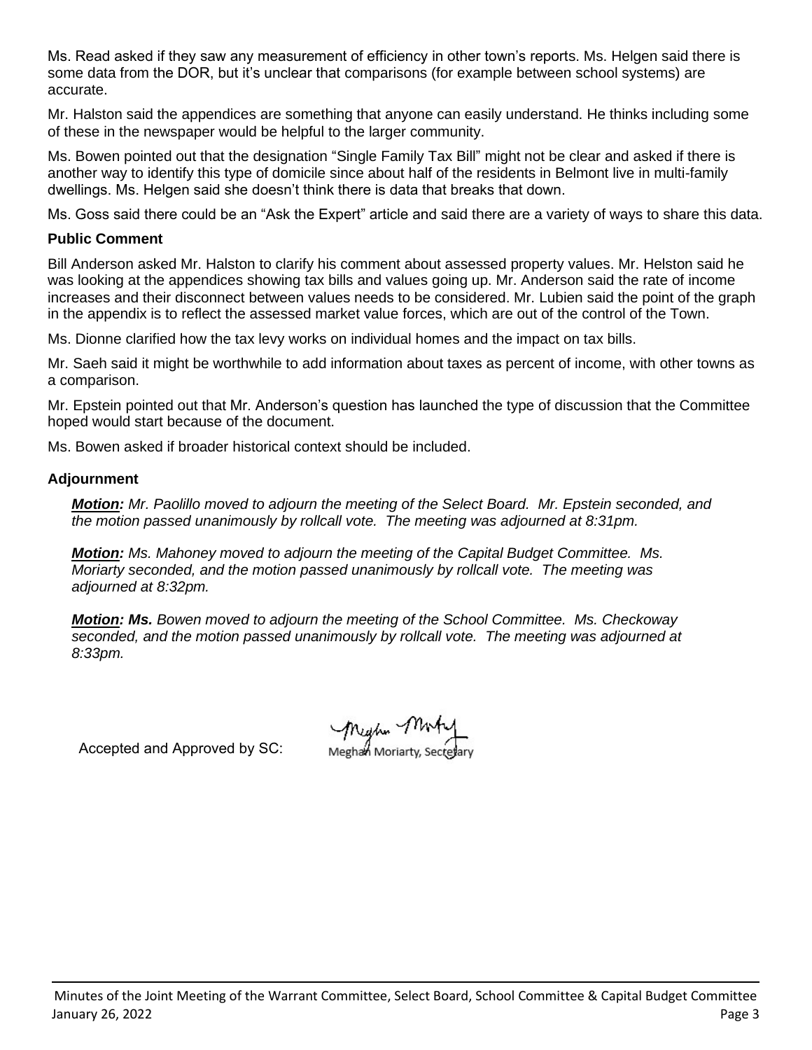Ms. Read asked if they saw any measurement of efficiency in other town's reports. Ms. Helgen said there is some data from the DOR, but it's unclear that comparisons (for example between school systems) are accurate.

Mr. Halston said the appendices are something that anyone can easily understand. He thinks including some of these in the newspaper would be helpful to the larger community.

Ms. Bowen pointed out that the designation "Single Family Tax Bill" might not be clear and asked if there is another way to identify this type of domicile since about half of the residents in Belmont live in multi-family dwellings. Ms. Helgen said she doesn't think there is data that breaks that down.

Ms. Goss said there could be an "Ask the Expert" article and said there are a variety of ways to share this data.

### Public Comment

Bill Anderson asked Mr. Halston to clarify his comment about assessed property values. Mr. Helston said he was looking at the appendices showing tax bills and values going up. Mr. Anderson said the rate of income increases and their disconnect between values needs to be considered. Mr. Lubien said the point of the graph in the appendix is to reflect the assessed market value forces, which are out of the control of the Town.

Ms. Dionne clarified how the tax levy works on individual homes and the impact on tax bills.

Mr. Saeh said it might be worthwhile to add information about taxes as percent of income, with other towns as a comparison.

Mr. Epstein pointed out that Mr. Anderson's question has launched the type of discussion that the Committee hoped would start because of the document.

Ms. Bowen asked if broader historical context should be included.

### Adjournment

***Motion:*** *Mr. Paolillo moved to adjourn the meeting of the Select Board. Mr. Epstein seconded, and the motion passed unanimously by rollcall vote. The meeting was adjourned at 8:31pm.*

***Motion:*** *Ms. Mahoney moved to adjourn the meeting of the Capital Budget Committee. Ms. Moriarty seconded, and the motion passed unanimously by rollcall vote. The meeting was adjourned at 8:32pm.*

***Motion: Ms.*** *Bowen moved to adjourn the meeting of the School Committee. Ms. Checkoway seconded, and the motion passed unanimously by rollcall vote. The meeting was adjourned at 8:33pm.*

Accepted and Approved by SC: Meghan Moriarty, Secretary